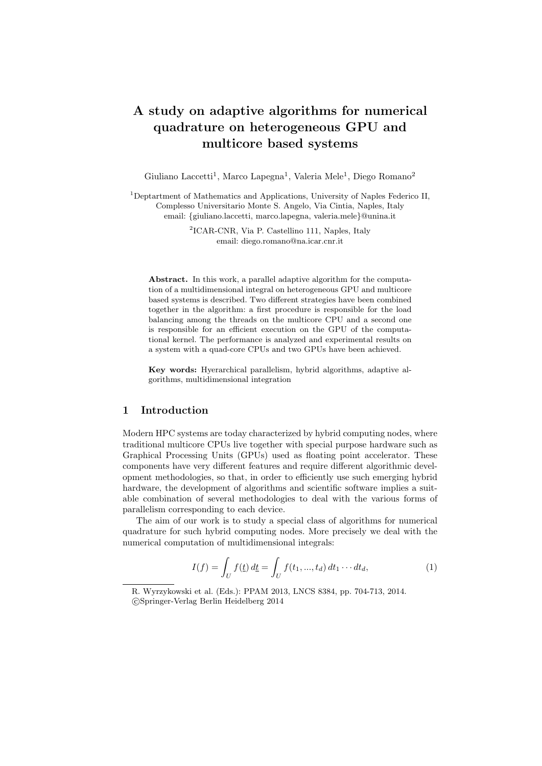# A study on adaptive algorithms for numerical quadrature on heterogeneous GPU and multicore based systems

Giuliano Laccetti[1], Marco Lapegna[1], Valeria Mele[1], Diego Romano[2]

[1]Deptartment of Mathematics and Applications, University of Naples Federico II, Complesso Universitario Monte S. Angelo, Via Cintia, Naples, Italy
email: {giuliano.laccetti, marco.lapegna, valeria.mele}@unina.it

[2]ICAR-CNR, Via P. Castellino 111, Naples, Italy
email: diego.romano@na.icar.cnr.it

**Abstract.** In this work, a parallel adaptive algorithm for the computation of a multidimensional integral on heterogeneous GPU and multicore based systems is described. Two different strategies have been combined together in the algorithm: a first procedure is responsible for the load balancing among the threads on the multicore CPU and a second one is responsible for an efficient execution on the GPU of the computational kernel. The performance is analyzed and experimental results on a system with a quad-core CPUs and two GPUs have been achieved.

**Key words:** Hyerarchical parallelism, hybrid algorithms, adaptive algorithms, multidimensional integration

## 1 Introduction

Modern HPC systems are today characterized by hybrid computing nodes, where traditional multicore CPUs live together with special purpose hardware such as Graphical Processing Units (GPUs) used as floating point accelerator. These components have very different features and require different algorithmic development methodologies, so that, in order to efficiently use such emerging hybrid hardware, the development of algorithms and scientific software implies a suitable combination of several methodologies to deal with the various forms of parallelism corresponding to each device.

The aim of our work is to study a special class of algorithms for numerical quadrature for such hybrid computing nodes. More precisely we deal with the numerical computation of multidimensional integrals:

$$I(f) = \int_U f(\underline{t})\, d\underline{t} = \int_U f(t_1, ..., t_d)\, dt_1 \cdots dt_d, \tag{1}$$

R. Wyrzykowski et al. (Eds.): PPAM 2013, LNCS 8384, pp. 704-713, 2014.
©Springer-Verlag Berlin Heidelberg 2014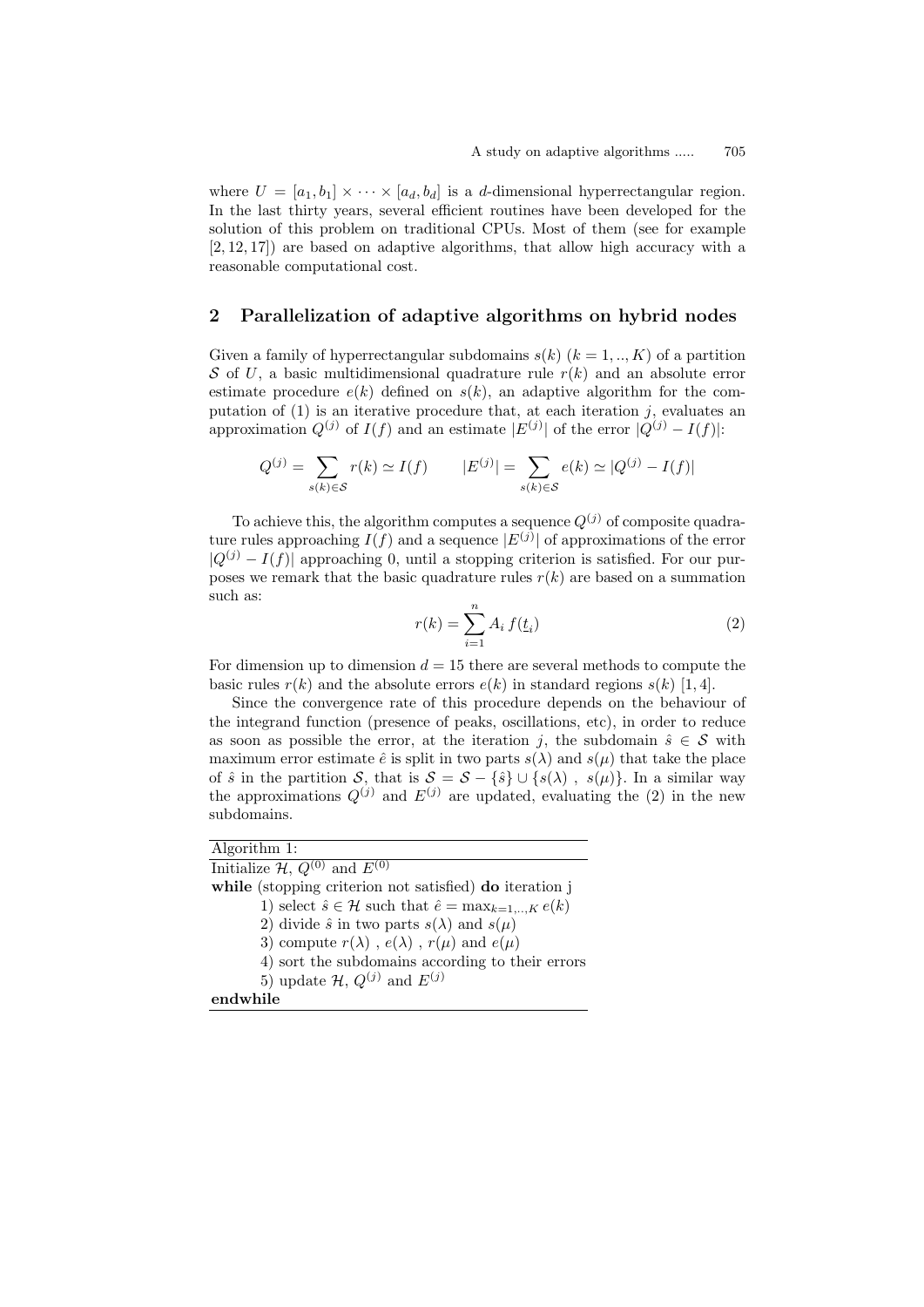where $U = [a_1, b_1] \times \cdots \times [a_d, b_d]$ is a $d$-dimensional hyperrectangular region. In the last thirty years, several efficient routines have been developed for the solution of this problem on traditional CPUs. Most of them (see for example [2, 12, 17]) are based on adaptive algorithms, that allow high accuracy with a reasonable computational cost.

## 2 Parallelization of adaptive algorithms on hybrid nodes

Given a family of hyperrectangular subdomains $s(k)$ $(k = 1, .., K)$ of a partition $\mathcal{S}$ of $U$, a basic multidimensional quadrature rule $r(k)$ and an absolute error estimate procedure $e(k)$ defined on $s(k)$, an adaptive algorithm for the computation of (1) is an iterative procedure that, at each iteration $j$, evaluates an approximation $Q^{(j)}$ of $I(f)$ and an estimate $|E^{(j)}|$ of the error $|Q^{(j)} - I(f)|$:

$$Q^{(j)} = \sum_{s(k) \in \mathcal{S}} r(k) \simeq I(f) \qquad |E^{(j)}| = \sum_{s(k) \in \mathcal{S}} e(k) \simeq |Q^{(j)} - I(f)|$$

To achieve this, the algorithm computes a sequence $Q^{(j)}$ of composite quadrature rules approaching $I(f)$ and a sequence $|E^{(j)}|$ of approximations of the error $|Q^{(j)} - I(f)|$ approaching 0, until a stopping criterion is satisfied. For our purposes we remark that the basic quadrature rules $r(k)$ are based on a summation such as:

$$r(k) = \sum_{i=1}^{n} A_i \, f(\underline{t}_i) \tag{2}$$

For dimension up to dimension $d = 15$ there are several methods to compute the basic rules $r(k)$ and the absolute errors $e(k)$ in standard regions $s(k)$ [1, 4].

Since the convergence rate of this procedure depends on the behaviour of the integrand function (presence of peaks, oscillations, etc), in order to reduce as soon as possible the error, at the iteration $j$, the subdomain $\hat{s} \in \mathcal{S}$ with maximum error estimate $\hat{e}$ is split in two parts $s(\lambda)$ and $s(\mu)$ that take the place of $\hat{s}$ in the partition $\mathcal{S}$, that is $\mathcal{S} = \mathcal{S} - \{\hat{s}\} \cup \{s(\lambda) \ , \ s(\mu)\}$. In a similar way the approximations $Q^{(j)}$ and $E^{(j)}$ are updated, evaluating the (2) in the new subdomains.

```
Algorithm 1:
Initialize H, Q^(0) and E^(0)
while (stopping criterion not satisfied) do iteration j
    1) select ŝ ∈ H such that ê = max_{k=1,..,K} e(k)
    2) divide ŝ in two parts s(λ) and s(μ)
    3) compute r(λ) , e(λ) , r(μ) and e(μ)
    4) sort the subdomains according to their errors
    5) update H, Q^(j) and E^(j)
endwhile
```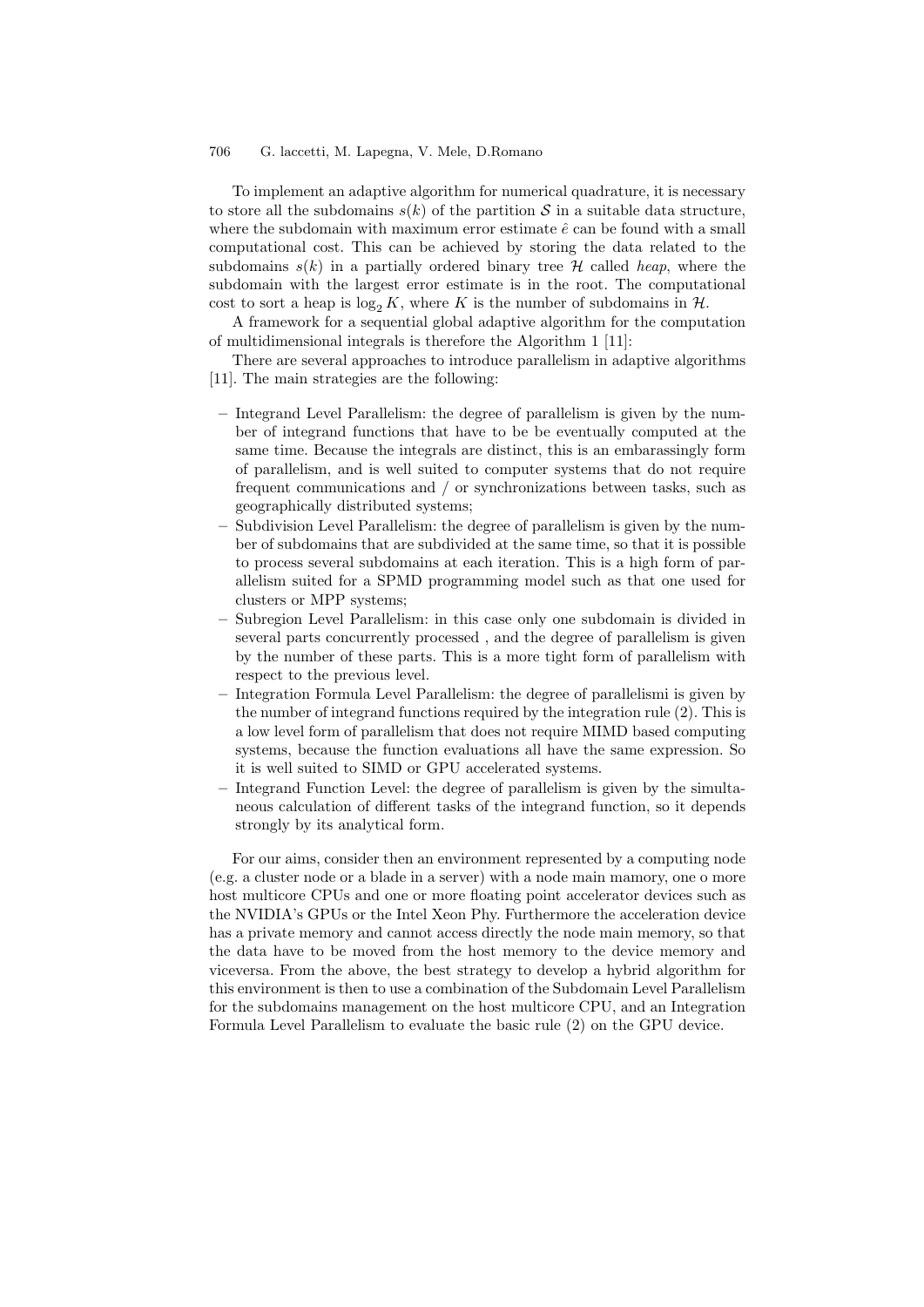To implement an adaptive algorithm for numerical quadrature, it is necessary to store all the subdomains $s(k)$ of the partition $\mathcal{S}$ in a suitable data structure, where the subdomain with maximum error estimate $\hat{e}$ can be found with a small computational cost. This can be achieved by storing the data related to the subdomains $s(k)$ in a partially ordered binary tree $\mathcal{H}$ called *heap*, where the subdomain with the largest error estimate is in the root. The computational cost to sort a heap is $\log_2 K$, where $K$ is the number of subdomains in $\mathcal{H}$.

A framework for a sequential global adaptive algorithm for the computation of multidimensional integrals is therefore the Algorithm 1 [11]:

There are several approaches to introduce parallelism in adaptive algorithms [11]. The main strategies are the following:

- Integrand Level Parallelism: the degree of parallelism is given by the number of integrand functions that have to be be eventually computed at the same time. Because the integrals are distinct, this is an embarassingly form of parallelism, and is well suited to computer systems that do not require frequent communications and / or synchronizations between tasks, such as geographically distributed systems;
- Subdivision Level Parallelism: the degree of parallelism is given by the number of subdomains that are subdivided at the same time, so that it is possible to process several subdomains at each iteration. This is a high form of parallelism suited for a SPMD programming model such as that one used for clusters or MPP systems;
- Subregion Level Parallelism: in this case only one subdomain is divided in several parts concurrently processed , and the degree of parallelism is given by the number of these parts. This is a more tight form of parallelism with respect to the previous level.
- Integration Formula Level Parallelism: the degree of parallelismi is given by the number of integrand functions required by the integration rule (2). This is a low level form of parallelism that does not require MIMD based computing systems, because the function evaluations all have the same expression. So it is well suited to SIMD or GPU accelerated systems.
- Integrand Function Level: the degree of parallelism is given by the simultaneous calculation of different tasks of the integrand function, so it depends strongly by its analytical form.

For our aims, consider then an environment represented by a computing node (e.g. a cluster node or a blade in a server) with a node main mamory, one o more host multicore CPUs and one or more floating point accelerator devices such as the NVIDIA's GPUs or the Intel Xeon Phy. Furthermore the acceleration device has a private memory and cannot access directly the node main memory, so that the data have to be moved from the host memory to the device memory and viceversa. From the above, the best strategy to develop a hybrid algorithm for this environment is then to use a combination of the Subdomain Level Parallelism for the subdomains management on the host multicore CPU, and an Integration Formula Level Parallelism to evaluate the basic rule (2) on the GPU device.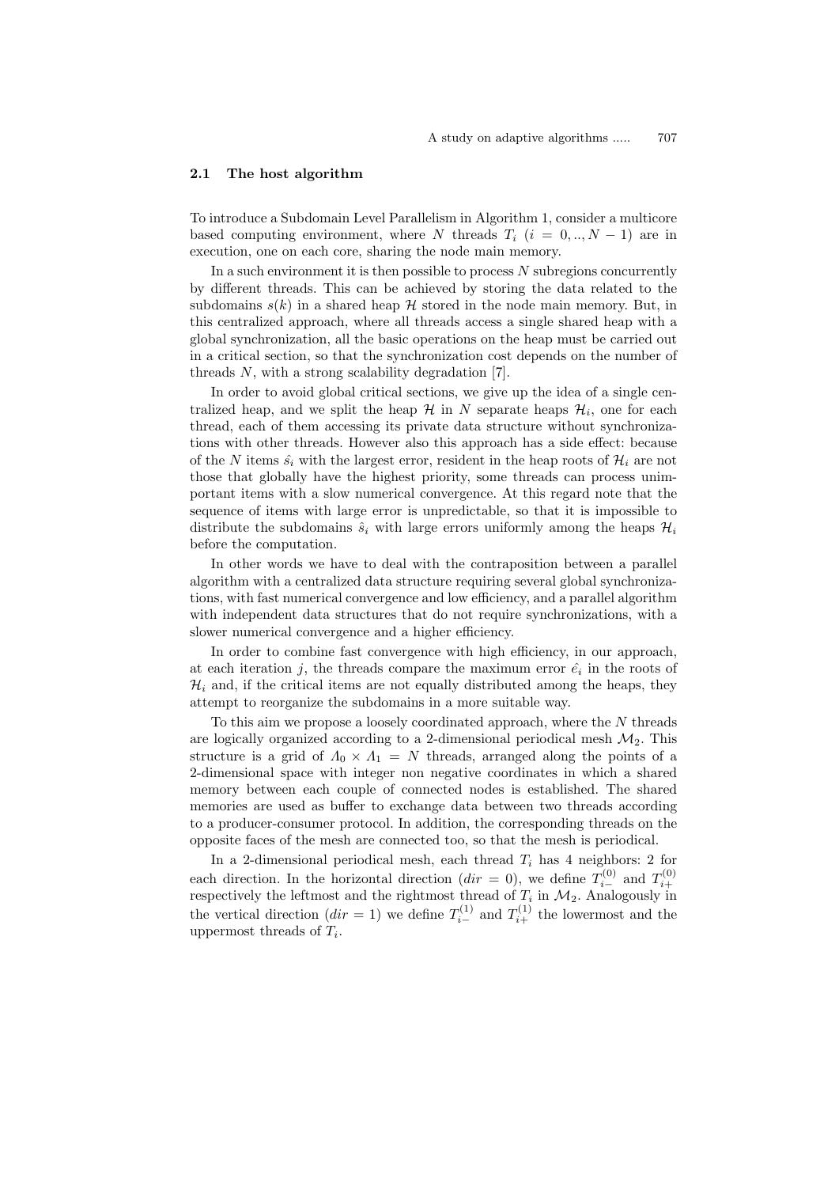### 2.1 The host algorithm

To introduce a Subdomain Level Parallelism in Algorithm 1, consider a multicore based computing environment, where $N$ threads $T_i$ $(i = 0,..,N-1)$ are in execution, one on each core, sharing the node main memory.

In a such environment it is then possible to process $N$ subregions concurrently by different threads. This can be achieved by storing the data related to the subdomains $s(k)$ in a shared heap $\mathcal{H}$ stored in the node main memory. But, in this centralized approach, where all threads access a single shared heap with a global synchronization, all the basic operations on the heap must be carried out in a critical section, so that the synchronization cost depends on the number of threads $N$, with a strong scalability degradation [7].

In order to avoid global critical sections, we give up the idea of a single centralized heap, and we split the heap $\mathcal{H}$ in $N$ separate heaps $\mathcal{H}_i$, one for each thread, each of them accessing its private data structure without synchronizations with other threads. However also this approach has a side effect: because of the $N$ items $\hat{s}_i$ with the largest error, resident in the heap roots of $\mathcal{H}_i$ are not those that globally have the highest priority, some threads can process unimportant items with a slow numerical convergence. At this regard note that the sequence of items with large error is unpredictable, so that it is impossible to distribute the subdomains $\hat{s}_i$ with large errors uniformly among the heaps $\mathcal{H}_i$ before the computation.

In other words we have to deal with the contraposition between a parallel algorithm with a centralized data structure requiring several global synchronizations, with fast numerical convergence and low efficiency, and a parallel algorithm with independent data structures that do not require synchronizations, with a slower numerical convergence and a higher efficiency.

In order to combine fast convergence with high efficiency, in our approach, at each iteration $j$, the threads compare the maximum error $\hat{e}_i$ in the roots of $\mathcal{H}_i$ and, if the critical items are not equally distributed among the heaps, they attempt to reorganize the subdomains in a more suitable way.

To this aim we propose a loosely coordinated approach, where the $N$ threads are logically organized according to a 2-dimensional periodical mesh $\mathcal{M}_2$. This structure is a grid of $\Lambda_0 \times \Lambda_1 = N$ threads, arranged along the points of a 2-dimensional space with integer non negative coordinates in which a shared memory between each couple of connected nodes is established. The shared memories are used as buffer to exchange data between two threads according to a producer-consumer protocol. In addition, the corresponding threads on the opposite faces of the mesh are connected too, so that the mesh is periodical.

In a 2-dimensional periodical mesh, each thread $T_i$ has 4 neighbors: 2 for each direction. In the horizontal direction ($dir = 0$), we define $T_{i-}^{(0)}$ and $T_{i+}^{(0)}$ respectively the leftmost and the rightmost thread of $T_i$ in $\mathcal{M}_2$. Analogously in the vertical direction ($dir = 1$) we define $T_{i-}^{(1)}$ and $T_{i+}^{(1)}$ the lowermost and the uppermost threads of $T_i$.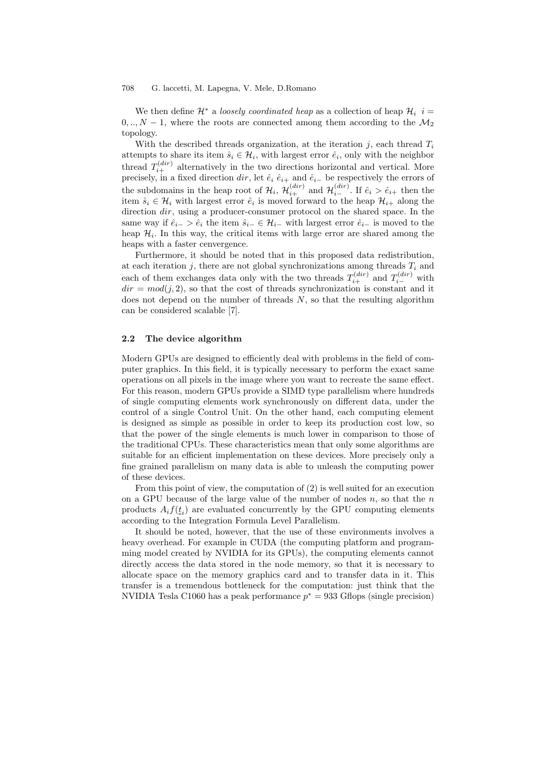We then define $\mathcal{H}^*$ a *loosely coordinated heap* as a collection of heap $\mathcal{H}_i$ $i = 0,..,N-1$, where the roots are connected among them according to the $\mathcal{M}_2$ topology.

With the described threads organization, at the iteration $j$, each thread $T_i$ attempts to share its item $\hat{s}_i \in \mathcal{H}_i$, with largest error $\hat{e}_i$, only with the neighbor thread $T_{i+}^{(dir)}$ alternatively in the two directions horizontal and vertical. More precisely, in a fixed direction $dir$, let $\hat{e}_i$ $\hat{e}_{i+}$ and $\hat{e}_{i-}$ be respectively the errors of the subdomains in the heap root of $\mathcal{H}_i$, $\mathcal{H}_{i+}^{(dir)}$ and $\mathcal{H}_{i-}^{(dir)}$. If $\hat{e}_i > \hat{e}_{i+}$ then the item $\hat{s}_i \in \mathcal{H}_i$ with largest error $\hat{e}_i$ is moved forward to the heap $\mathcal{H}_{i+}$ along the direction $dir$, using a producer-consumer protocol on the shared space. In the same way if $\hat{e}_{i-} > \hat{e}_i$ the item $\hat{s}_{i-} \in \mathcal{H}_{i-}$ with largest error $\hat{e}_{i-}$ is moved to the heap $\mathcal{H}_i$. In this way, the critical items with large error are shared among the heaps with a faster cenvergence.

Furthermore, it should be noted that in this proposed data redistribution, at each iteration $j$, there are not global synchronizations among threads $T_i$ and each of them exchanges data only with the two threads $T_{i+}^{(dir)}$ and $T_{i-}^{(dir)}$ with $dir = mod(j, 2)$, so that the cost of threads synchronization is constant and it does not depend on the number of threads $N$, so that the resulting algorithm can be considered scalable [7].

### 2.2 The device algorithm

Modern GPUs are designed to efficiently deal with problems in the field of computer graphics. In this field, it is typically necessary to perform the exact same operations on all pixels in the image where you want to recreate the same effect. For this reason, modern GPUs provide a SIMD type parallelism where hundreds of single computing elements work synchronously on different data, under the control of a single Control Unit. On the other hand, each computing element is designed as simple as possible in order to keep its production cost low, so that the power of the single elements is much lower in comparison to those of the traditional CPUs. These characteristics mean that only some algorithms are suitable for an efficient implementation on these devices. More precisely only a fine grained parallelism on many data is able to unleash the computing power of these devices.

From this point of view, the computation of (2) is well suited for an execution on a GPU because of the large value of the number of nodes $n$, so that the $n$ products $A_i f(\underline{t}_i)$ are evaluated concurrently by the GPU computing elements according to the Integration Formula Level Parallelism.

It should be noted, however, that the use of these environments involves a heavy overhead. For example in CUDA (the computing platform and programming model created by NVIDIA for its GPUs), the computing elements cannot directly access the data stored in the node memory, so that it is necessary to allocate space on the memory graphics card and to transfer data in it. This transfer is a tremendous bottleneck for the computation: just think that the NVIDIA Tesla C1060 has a peak performance $p^* = 933$ Gflops (single precision)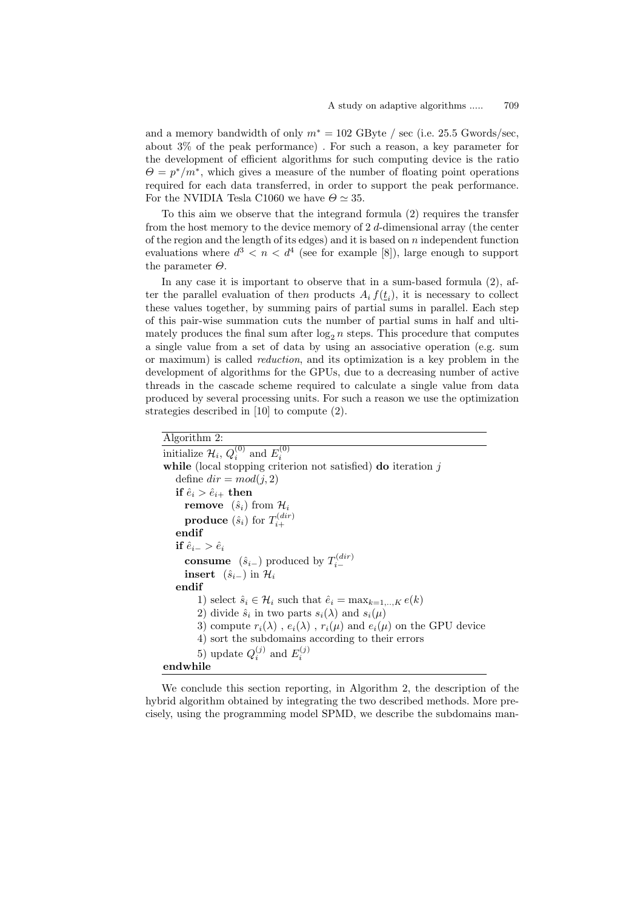and a memory bandwidth of only $m^* = 102$ GByte / sec (i.e. 25.5 Gwords/sec, about 3% of the peak performance) . For such a reason, a key parameter for the development of efficient algorithms for such computing device is the ratio $\Theta = p^*/m^*$, which gives a measure of the number of floating point operations required for each data transferred, in order to support the peak performance. For the NVIDIA Tesla C1060 we have $\Theta \simeq 35$.

To this aim we observe that the integrand formula (2) requires the transfer from the host memory to the device memory of 2 $d$-dimensional array (the center of the region and the length of its edges) and it is based on $n$ independent function evaluations where $d^3 < n < d^4$ (see for example [8]), large enough to support the parameter $\Theta$.

In any case it is important to observe that in a sum-based formula (2), after the parallel evaluation of the$n$ products $A_i\, f(\underline{t}_i)$, it is necessary to collect these values together, by summing pairs of partial sums in parallel. Each step of this pair-wise summation cuts the number of partial sums in half and ultimately produces the final sum after $\log_2 n$ steps. This procedure that computes a single value from a set of data by using an associative operation (e.g. sum or maximum) is called *reduction*, and its optimization is a key problem in the development of algorithms for the GPUs, due to a decreasing number of active threads in the cascade scheme required to calculate a single value from data produced by several processing units. For such a reason we use the optimization strategies described in [10] to compute (2).

---

Algorithm 2:

---

initialize $\mathcal{H}_i$, $Q_i^{(0)}$ and $E_i^{(0)}$
**while** (local stopping criterion not satisfied) **do** iteration $j$
  define $dir = mod(j, 2)$
  **if** $\hat{e}_i > \hat{e}_{i+}$ **then**
    **remove** $(\hat{s}_i)$ from $\mathcal{H}_i$
    **produce** $(\hat{s}_i)$ for $T_{i+}^{(dir)}$
  **endif**
  **if** $\hat{e}_{i-} > \hat{e}_i$
    **consume** $(\hat{s}_{i-})$ produced by $T_{i-}^{(dir)}$
    **insert** $(\hat{s}_{i-})$ in $\mathcal{H}_i$
  **endif**
    1) select $\hat{s}_i \in \mathcal{H}_i$ such that $\hat{e}_i = \max_{k=1,..,K} e(k)$
    2) divide $\hat{s}_i$ in two parts $s_i(\lambda)$ and $s_i(\mu)$
    3) compute $r_i(\lambda)$ , $e_i(\lambda)$ , $r_i(\mu)$ and $e_i(\mu)$ on the GPU device
    4) sort the subdomains according to their errors
    5) update $Q_i^{(j)}$ and $E_i^{(j)}$
**endwhile**

---

We conclude this section reporting, in Algorithm 2, the description of the hybrid algorithm obtained by integrating the two described methods. More precisely, using the programming model SPMD, we describe the subdomains man-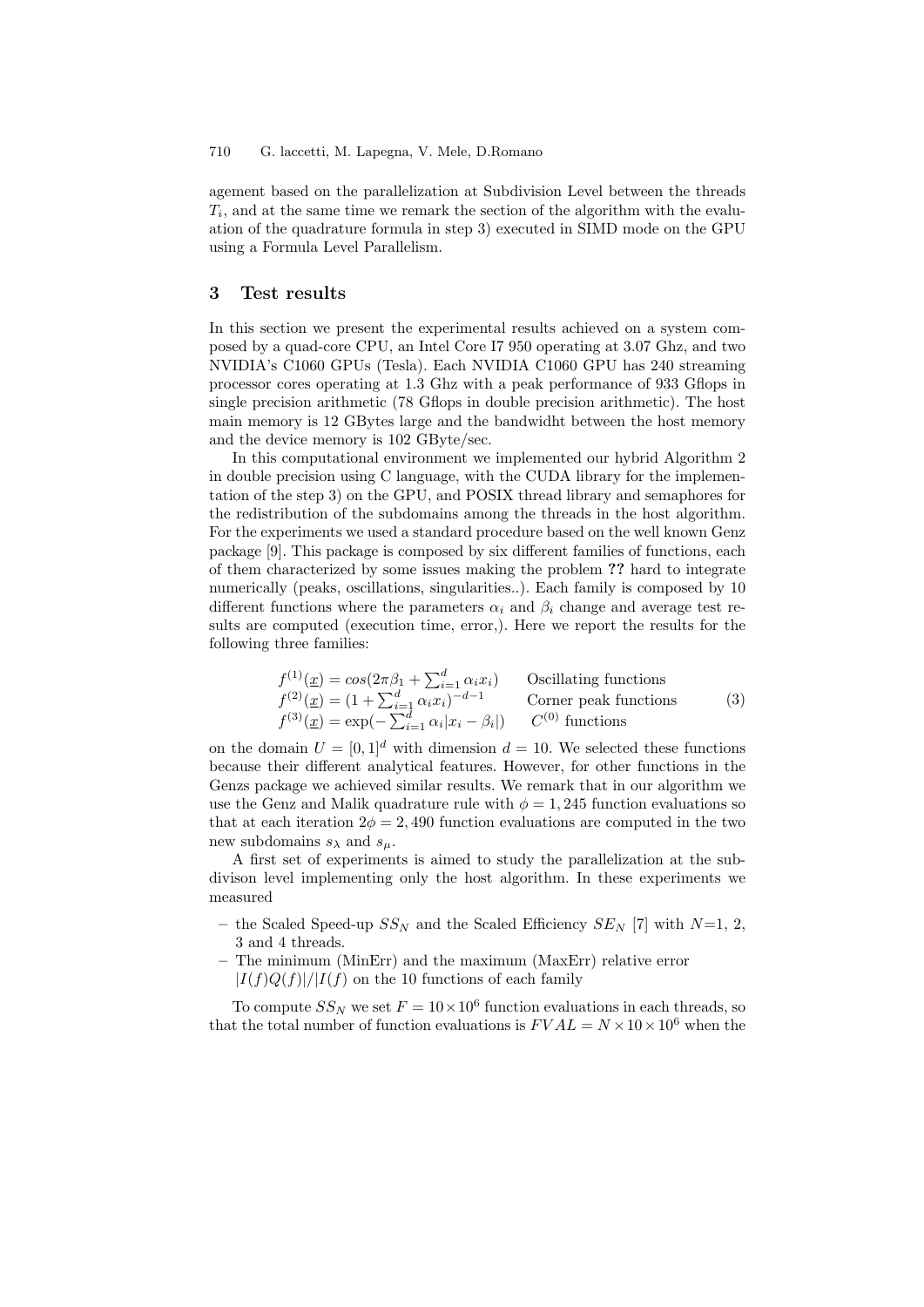agement based on the parallelization at Subdivision Level between the threads $T_i$, and at the same time we remark the section of the algorithm with the evaluation of the quadrature formula in step 3) executed in SIMD mode on the GPU using a Formula Level Parallelism.

## 3 Test results

In this section we present the experimental results achieved on a system composed by a quad-core CPU, an Intel Core I7 950 operating at 3.07 Ghz, and two NVIDIA's C1060 GPUs (Tesla). Each NVIDIA C1060 GPU has 240 streaming processor cores operating at 1.3 Ghz with a peak performance of 933 Gflops in single precision arithmetic (78 Gflops in double precision arithmetic). The host main memory is 12 GBytes large and the bandwidht between the host memory and the device memory is 102 GByte/sec.

In this computational environment we implemented our hybrid Algorithm 2 in double precision using C language, with the CUDA library for the implementation of the step 3) on the GPU, and POSIX thread library and semaphores for the redistribution of the subdomains among the threads in the host algorithm. For the experiments we used a standard procedure based on the well known Genz package [9]. This package is composed by six different families of functions, each of them characterized by some issues making the problem **??** hard to integrate numerically (peaks, oscillations, singularities..). Each family is composed by 10 different functions where the parameters $\alpha_i$ and $\beta_i$ change and average test results are computed (execution time, error,). Here we report the results for the following three families:

$$
\begin{array}{lll}
f^{(1)}(\underline{x}) = cos(2\pi\beta_1 + \sum_{i=1}^{d} \alpha_i x_i) & \text{Oscillating functions} & \\
f^{(2)}(\underline{x}) = (1 + \sum_{i=1}^{d} \alpha_i x_i)^{-d-1} & \text{Corner peak functions} & (3) \\
f^{(3)}(\underline{x}) = \exp(-\sum_{i=1}^{d} \alpha_i |x_i - \beta_i|) & C^{(0)} \text{ functions} &
\end{array}
$$

on the domain $U = [0,1]^d$ with dimension $d = 10$. We selected these functions because their different analytical features. However, for other functions in the Genzs package we achieved similar results. We remark that in our algorithm we use the Genz and Malik quadrature rule with $\phi = 1,245$ function evaluations so that at each iteration $2\phi = 2,490$ function evaluations are computed in the two new subdomains $s_\lambda$ and $s_\mu$.

A first set of experiments is aimed to study the parallelization at the subdivison level implementing only the host algorithm. In these experiments we measured

- the Scaled Speed-up $SS_N$ and the Scaled Efficiency $SE_N$ [7] with $N$=1, 2, 3 and 4 threads.
- The minimum (MinErr) and the maximum (MaxErr) relative error $|I(f)Q(f)|/|I(f)$ on the 10 functions of each family

To compute $SS_N$ we set $F = 10 \times 10^6$ function evaluations in each threads, so that the total number of function evaluations is $FVAL = N \times 10 \times 10^6$ when the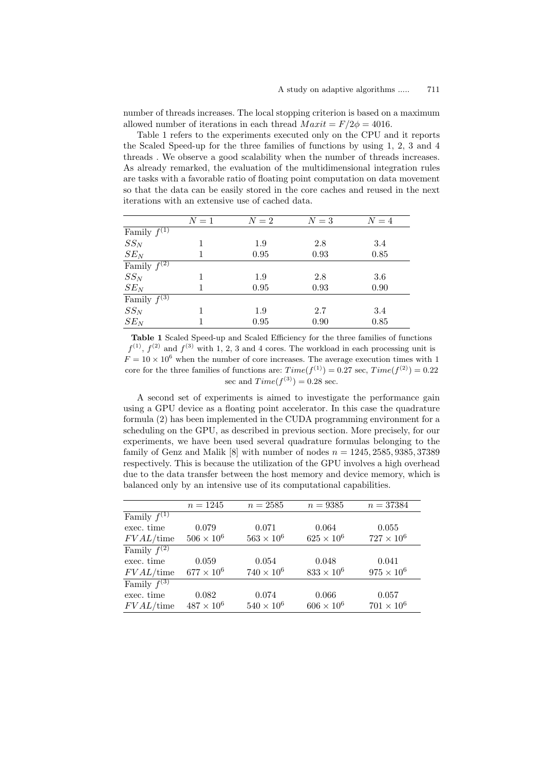number of threads increases. The local stopping criterion is based on a maximum allowed number of iterations in each thread $Maxit = F/2\phi = 4016$.

Table 1 refers to the experiments executed only on the CPU and it reports the Scaled Speed-up for the three families of functions by using 1, 2, 3 and 4 threads . We observe a good scalability when the number of threads increases. As already remarked, the evaluation of the multidimensional integration rules are tasks with a favorable ratio of floating point computation on data movement so that the data can be easily stored in the core caches and reused in the next iterations with an extensive use of cached data.

| | $N = 1$ | $N = 2$ | $N = 3$ | $N = 4$ |
|---|---|---|---|---|
| Family $f^{(1)}$ | | | | |
| $SS_N$ | 1 | 1.9 | 2.8 | 3.4 |
| $SE_N$ | 1 | 0.95 | 0.93 | 0.85 |
| Family $f^{(2)}$ | | | | |
| $SS_N$ | 1 | 1.9 | 2.8 | 3.6 |
| $SE_N$ | 1 | 0.95 | 0.93 | 0.90 |
| Family $f^{(3)}$ | | | | |
| $SS_N$ | 1 | 1.9 | 2.7 | 3.4 |
| $SE_N$ | 1 | 0.95 | 0.90 | 0.85 |

**Table 1** Scaled Speed-up and Scaled Efficiency for the three families of functions $f^{(1)}$, $f^{(2)}$ and $f^{(3)}$ with 1, 2, 3 and 4 cores. The workload in each processing unit is $F = 10 \times 10^6$ when the number of core increases. The average execution times with 1 core for the three families of functions are: $Time(f^{(1)}) = 0.27$ sec, $Time(f^{(2)}) = 0.22$ sec and $Time(f^{(3)}) = 0.28$ sec.

A second set of experiments is aimed to investigate the performance gain using a GPU device as a floating point accelerator. In this case the quadrature formula (2) has been implemented in the CUDA programming environment for a scheduling on the GPU, as described in previous section. More precisely, for our experiments, we have been used several quadrature formulas belonging to the family of Genz and Malik [8] with number of nodes $n = 1245, 2585, 9385, 37389$ respectively. This is because the utilization of the GPU involves a high overhead due to the data transfer between the host memory and device memory, which is balanced only by an intensive use of its computational capabilities.

| | $n = 1245$ | $n = 2585$ | $n = 9385$ | $n = 37384$ |
|---|---|---|---|---|
| Family $f^{(1)}$ | | | | |
| exec. time | 0.079 | 0.071 | 0.064 | 0.055 |
| $FVAL$/time | $506 \times 10^6$ | $563 \times 10^6$ | $625 \times 10^6$ | $727 \times 10^6$ |
| Family $f^{(2)}$ | | | | |
| exec. time | 0.059 | 0.054 | 0.048 | 0.041 |
| $FVAL$/time | $677 \times 10^6$ | $740 \times 10^6$ | $833 \times 10^6$ | $975 \times 10^6$ |
| Family $f^{(3)}$ | | | | |
| exec. time | 0.082 | 0.074 | 0.066 | 0.057 |
| $FVAL$/time | $487 \times 10^6$ | $540 \times 10^6$ | $606 \times 10^6$ | $701 \times 10^6$ |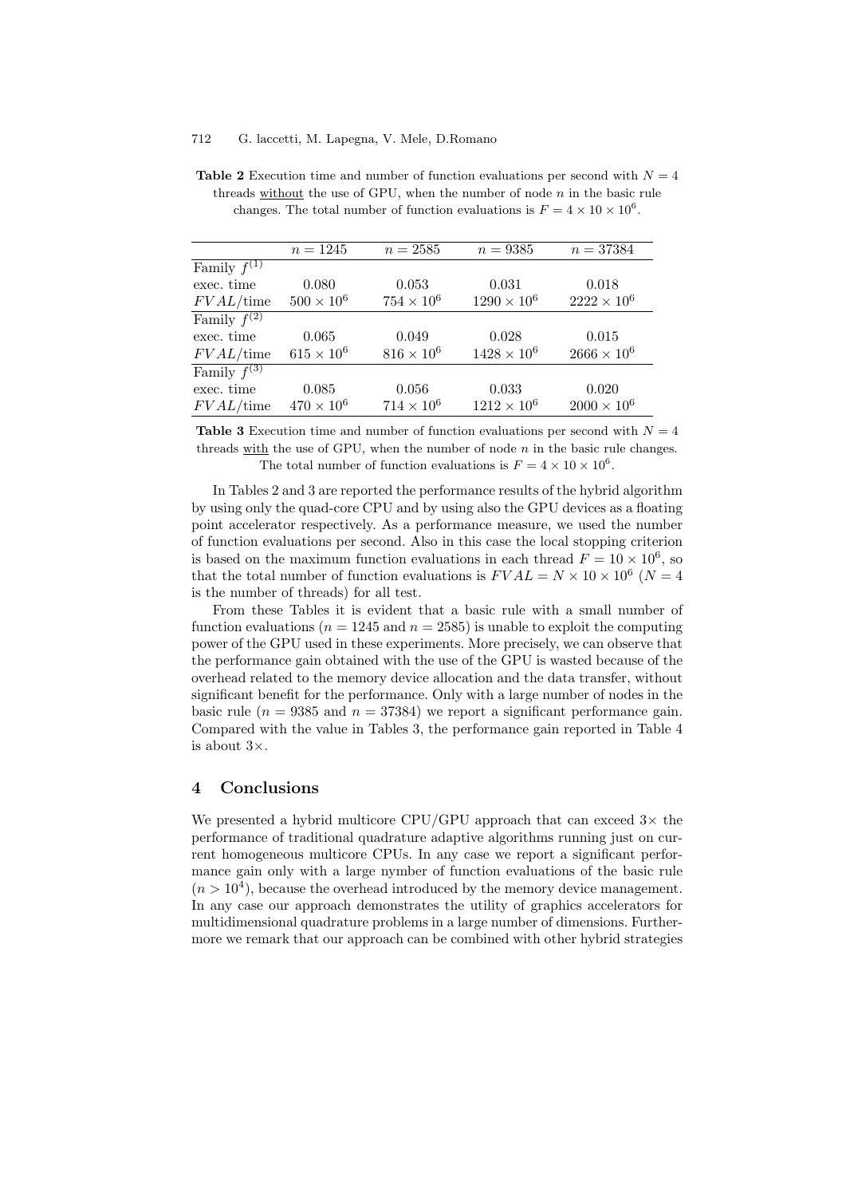**Table 2** Execution time and number of function evaluations per second with $N = 4$ threads without the use of GPU, when the number of node $n$ in the basic rule changes. The total number of function evaluations is $F = 4 \times 10 \times 10^6$.

| | $n = 1245$ | $n = 2585$ | $n = 9385$ | $n = 37384$ |
|---|---|---|---|---|
| Family $f^{(1)}$ | | | | |
| exec. time | 0.080 | 0.053 | 0.031 | 0.018 |
| $FVAL$/time | $500 \times 10^6$ | $754 \times 10^6$ | $1290 \times 10^6$ | $2222 \times 10^6$ |
| Family $f^{(2)}$ | | | | |
| exec. time | 0.065 | 0.049 | 0.028 | 0.015 |
| $FVAL$/time | $615 \times 10^6$ | $816 \times 10^6$ | $1428 \times 10^6$ | $2666 \times 10^6$ |
| Family $f^{(3)}$ | | | | |
| exec. time | 0.085 | 0.056 | 0.033 | 0.020 |
| $FVAL$/time | $470 \times 10^6$ | $714 \times 10^6$ | $1212 \times 10^6$ | $2000 \times 10^6$ |

**Table 3** Execution time and number of function evaluations per second with $N = 4$ threads with the use of GPU, when the number of node $n$ in the basic rule changes. The total number of function evaluations is $F = 4 \times 10 \times 10^6$.

In Tables 2 and 3 are reported the performance results of the hybrid algorithm by using only the quad-core CPU and by using also the GPU devices as a floating point accelerator respectively. As a performance measure, we used the number of function evaluations per second. Also in this case the local stopping criterion is based on the maximum function evaluations in each thread $F = 10 \times 10^6$, so that the total number of function evaluations is $FVAL = N \times 10 \times 10^6$ ($N = 4$ is the number of threads) for all test.

From these Tables it is evident that a basic rule with a small number of function evaluations ($n = 1245$ and $n = 2585$) is unable to exploit the computing power of the GPU used in these experiments. More precisely, we can observe that the performance gain obtained with the use of the GPU is wasted because of the overhead related to the memory device allocation and the data transfer, without significant benefit for the performance. Only with a large number of nodes in the basic rule ($n = 9385$ and $n = 37384$) we report a significant performance gain. Compared with the value in Tables 3, the performance gain reported in Table 4 is about 3×.

## 4 Conclusions

We presented a hybrid multicore CPU/GPU approach that can exceed 3× the performance of traditional quadrature adaptive algorithms running just on current homogeneous multicore CPUs. In any case we report a significant performance gain only with a large nymber of function evaluations of the basic rule ($n > 10^4$), because the overhead introduced by the memory device management. In any case our approach demonstrates the utility of graphics accelerators for multidimensional quadrature problems in a large number of dimensions. Furthermore we remark that our approach can be combined with other hybrid strategies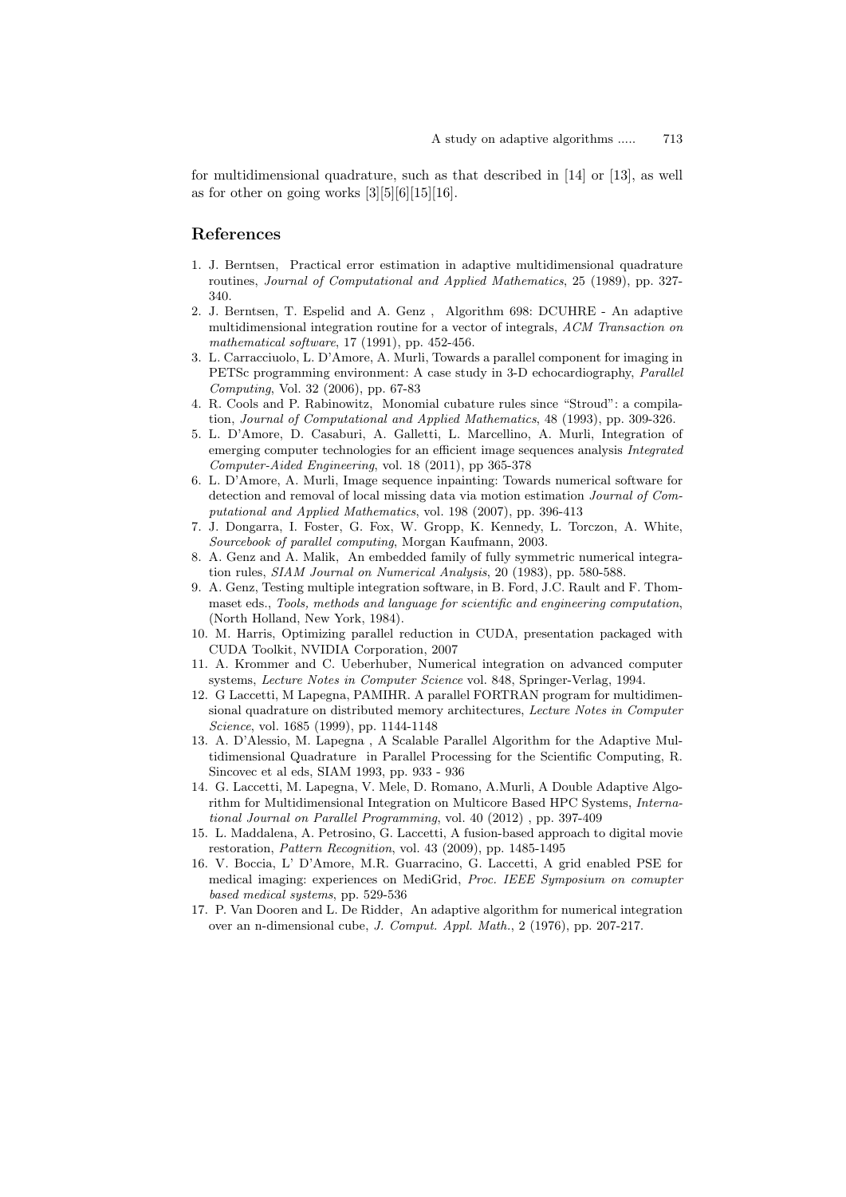for multidimensional quadrature, such as that described in [14] or [13], as well as for other on going works [3][5][6][15][16].

## References

1. J. Berntsen, Practical error estimation in adaptive multidimensional quadrature routines, *Journal of Computational and Applied Mathematics*, 25 (1989), pp. 327-340.
2. J. Berntsen, T. Espelid and A. Genz , Algorithm 698: DCUHRE - An adaptive multidimensional integration routine for a vector of integrals, *ACM Transaction on mathematical software*, 17 (1991), pp. 452-456.
3. L. Carracciuolo, L. D'Amore, A. Murli, Towards a parallel component for imaging in PETSc programming environment: A case study in 3-D echocardiography, *Parallel Computing*, Vol. 32 (2006), pp. 67-83
4. R. Cools and P. Rabinowitz, Monomial cubature rules since "Stroud": a compilation, *Journal of Computational and Applied Mathematics*, 48 (1993), pp. 309-326.
5. L. D'Amore, D. Casaburi, A. Galletti, L. Marcellino, A. Murli, Integration of emerging computer technologies for an efficient image sequences analysis *Integrated Computer-Aided Engineering*, vol. 18 (2011), pp 365-378
6. L. D'Amore, A. Murli, Image sequence inpainting: Towards numerical software for detection and removal of local missing data via motion estimation *Journal of Computational and Applied Mathematics*, vol. 198 (2007), pp. 396-413
7. J. Dongarra, I. Foster, G. Fox, W. Gropp, K. Kennedy, L. Torczon, A. White, *Sourcebook of parallel computing*, Morgan Kaufmann, 2003.
8. A. Genz and A. Malik, An embedded family of fully symmetric numerical integration rules, *SIAM Journal on Numerical Analysis*, 20 (1983), pp. 580-588.
9. A. Genz, Testing multiple integration software, in B. Ford, J.C. Rault and F. Thommaset eds., *Tools, methods and language for scientific and engineering computation*, (North Holland, New York, 1984).
10. M. Harris, Optimizing parallel reduction in CUDA, presentation packaged with CUDA Toolkit, NVIDIA Corporation, 2007
11. A. Krommer and C. Ueberhuber, Numerical integration on advanced computer systems, *Lecture Notes in Computer Science* vol. 848, Springer-Verlag, 1994.
12. G Laccetti, M Lapegna, PAMIHR. A parallel FORTRAN program for multidimensional quadrature on distributed memory architectures, *Lecture Notes in Computer Science*, vol. 1685 (1999), pp. 1144-1148
13. A. D'Alessio, M. Lapegna , A Scalable Parallel Algorithm for the Adaptive Multidimensional Quadrature in Parallel Processing for the Scientific Computing, R. Sincovec et al eds, SIAM 1993, pp. 933 - 936
14. G. Laccetti, M. Lapegna, V. Mele, D. Romano, A.Murli, A Double Adaptive Algorithm for Multidimensional Integration on Multicore Based HPC Systems, *International Journal on Parallel Programming*, vol. 40 (2012) , pp. 397-409
15. L. Maddalena, A. Petrosino, G. Laccetti, A fusion-based approach to digital movie restoration, *Pattern Recognition*, vol. 43 (2009), pp. 1485-1495
16. V. Boccia, L' D'Amore, M.R. Guarracino, G. Laccetti, A grid enabled PSE for medical imaging: experiences on MediGrid, *Proc. IEEE Symposium on comupter based medical systems*, pp. 529-536
17. P. Van Dooren and L. De Ridder, An adaptive algorithm for numerical integration over an n-dimensional cube, *J. Comput. Appl. Math.*, 2 (1976), pp. 207-217.